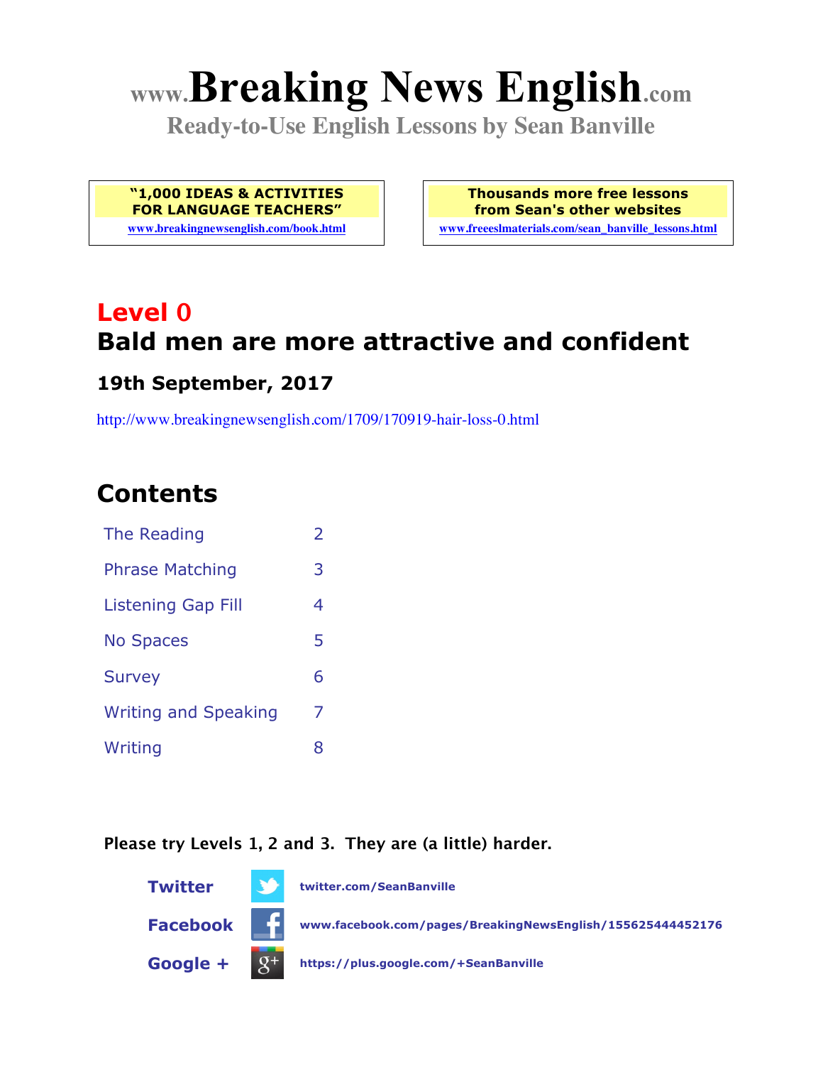# www.Breaking News English.com

**Ready-to-Use English Lessons by Sean Banville**

**"1,000 IDEAS & ACTIVITIES FOR LANGUAGE TEACHERS"**
www.breakingnewsenglish.com/book.html

**Thousands more free lessons from Sean's other websites**
www.freeeslmaterials.com/sean_banville_lessons.html

## Level 0
## Bald men are more attractive and confident

### 19th September, 2017

http://www.breakingnewsenglish.com/1709/170919-hair-loss-0.html

## Contents

| | |
|---|---|
| The Reading | 2 |
| Phrase Matching | 3 |
| Listening Gap Fill | 4 |
| No Spaces | 5 |
| Survey | 6 |
| Writing and Speaking | 7 |
| Writing | 8 |

**Please try Levels 1, 2 and 3. They are (a little) harder.**

**Twitter** twitter.com/SeanBanville

**Facebook** www.facebook.com/pages/BreakingNewsEnglish/155625444452176

**Google +** https://plus.google.com/+SeanBanville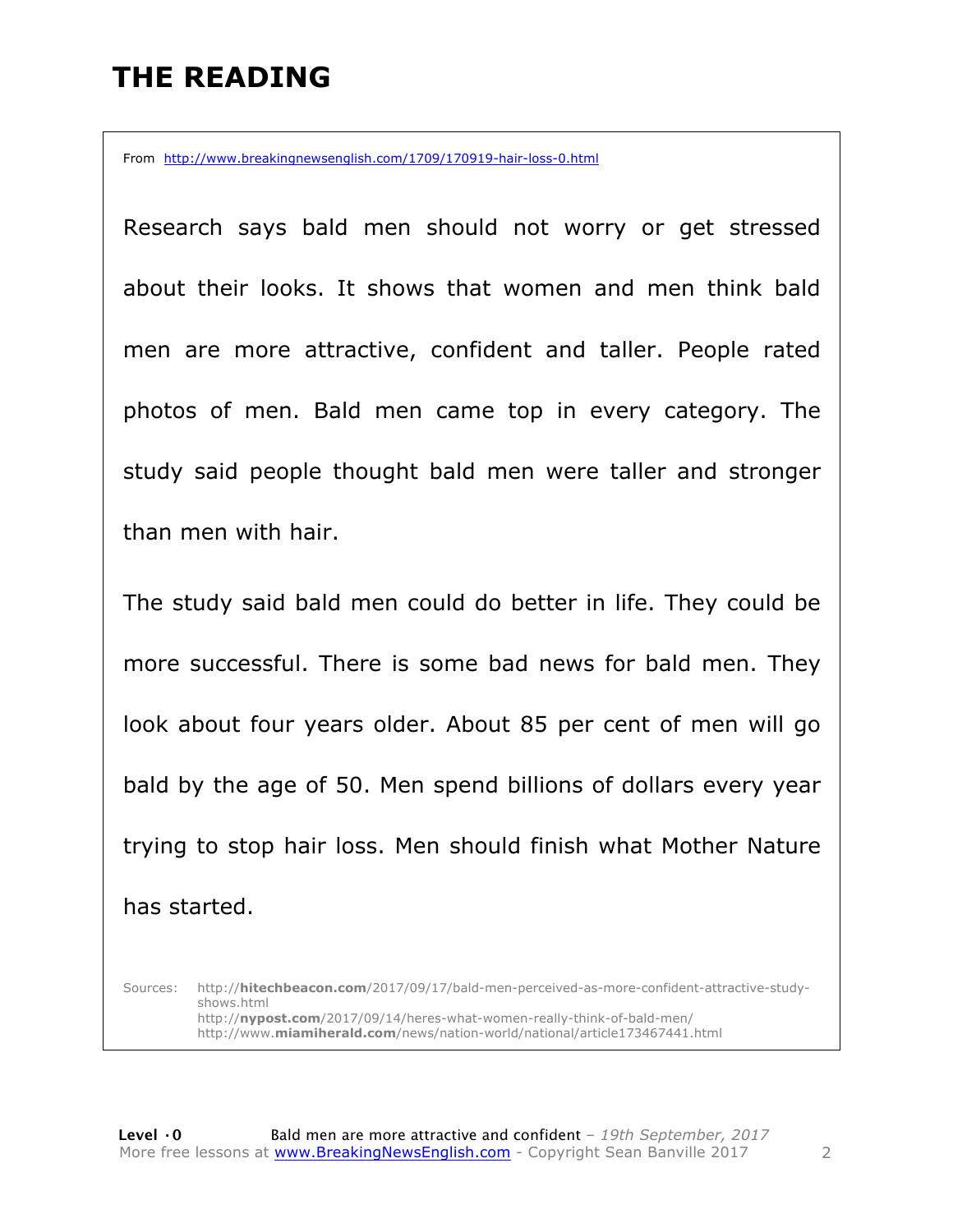# THE READING

From http://www.breakingnewsenglish.com/1709/170919-hair-loss-0.html

Research says bald men should not worry or get stressed about their looks. It shows that women and men think bald men are more attractive, confident and taller. People rated photos of men. Bald men came top in every category. The study said people thought bald men were taller and stronger than men with hair.

The study said bald men could do better in life. They could be more successful. There is some bad news for bald men. They look about four years older. About 85 per cent of men will go bald by the age of 50. Men spend billions of dollars every year trying to stop hair loss. Men should finish what Mother Nature has started.

Sources: http://**hitechbeacon.com**/2017/09/17/bald-men-perceived-as-more-confident-attractive-study-shows.html
http://**nypost.com**/2017/09/14/heres-what-women-really-think-of-bald-men/
http://www.**miamiherald.com**/news/nation-world/national/article173467441.html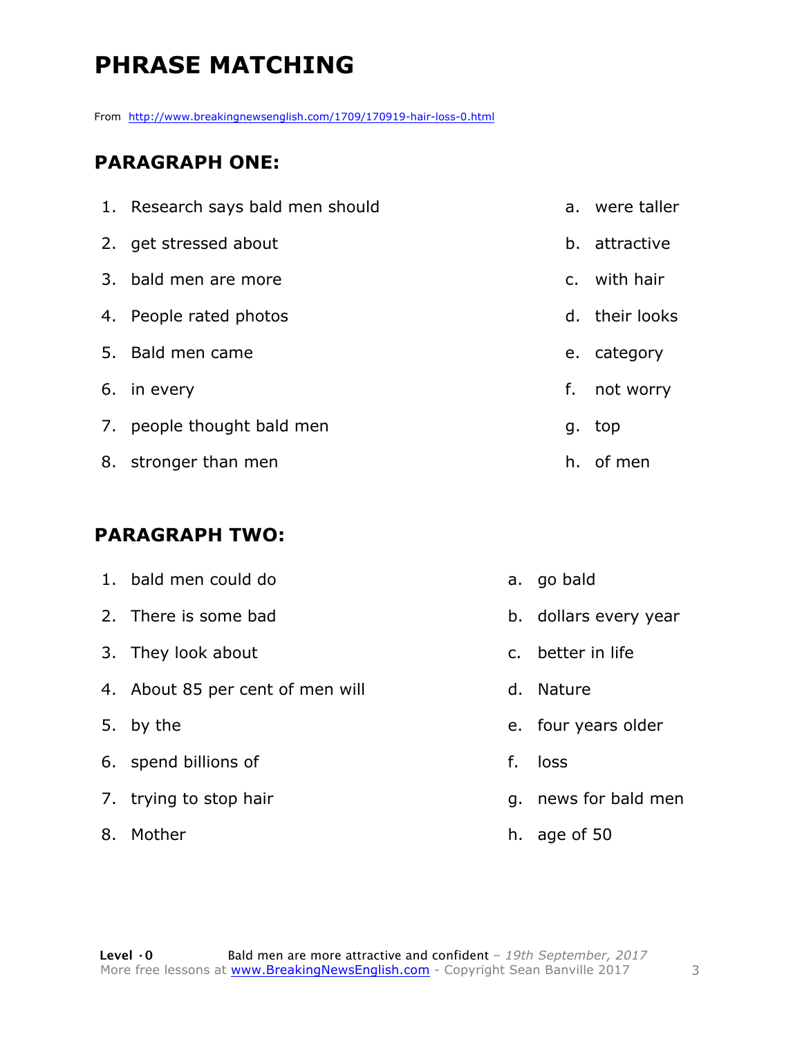# PHRASE MATCHING

From http://www.breakingnewsenglish.com/1709/170919-hair-loss-0.html

## PARAGRAPH ONE:

1. Research says bald men should
2. get stressed about
3. bald men are more
4. People rated photos
5. Bald men came
6. in every
7. people thought bald men
8. stronger than men

a. were taller
b. attractive
c. with hair
d. their looks
e. category
f. not worry
g. top
h. of men

## PARAGRAPH TWO:

1. bald men could do
2. There is some bad
3. They look about
4. About 85 per cent of men will
5. by the
6. spend billions of
7. trying to stop hair
8. Mother

a. go bald
b. dollars every year
c. better in life
d. Nature
e. four years older
f. loss
g. news for bald men
h. age of 50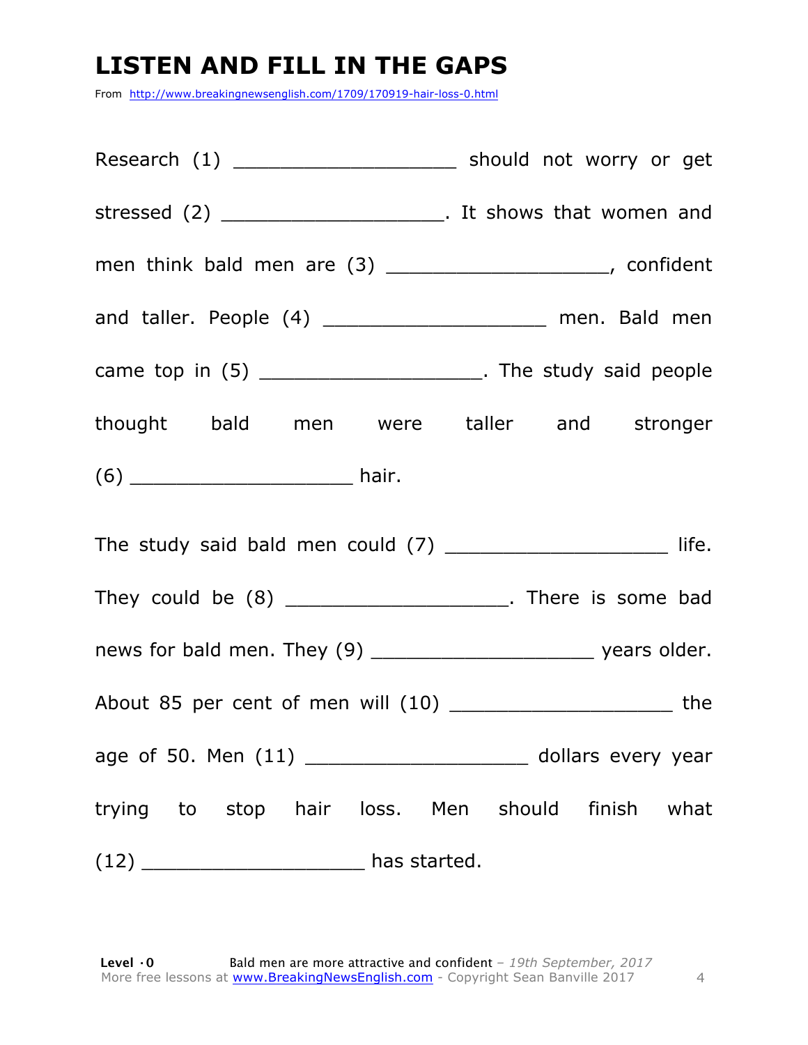# LISTEN AND FILL IN THE GAPS

From http://www.breakingnewsenglish.com/1709/170919-hair-loss-0.html

Research (1) ___________________ should not worry or get stressed (2) ___________________. It shows that women and men think bald men are (3) ___________________, confident and taller. People (4) ___________________ men. Bald men came top in (5) ___________________. The study said people thought bald men were taller and stronger (6) ___________________ hair.

The study said bald men could (7) ___________________ life. They could be (8) ___________________. There is some bad news for bald men. They (9) ___________________ years older. About 85 per cent of men will (10) ___________________ the age of 50. Men (11) ___________________ dollars every year trying to stop hair loss. Men should finish what (12) ___________________ has started.

**Level · 0** Bald men are more attractive and confident – *19th September, 2017*
More free lessons at www.BreakingNewsEnglish.com - Copyright Sean Banville 2017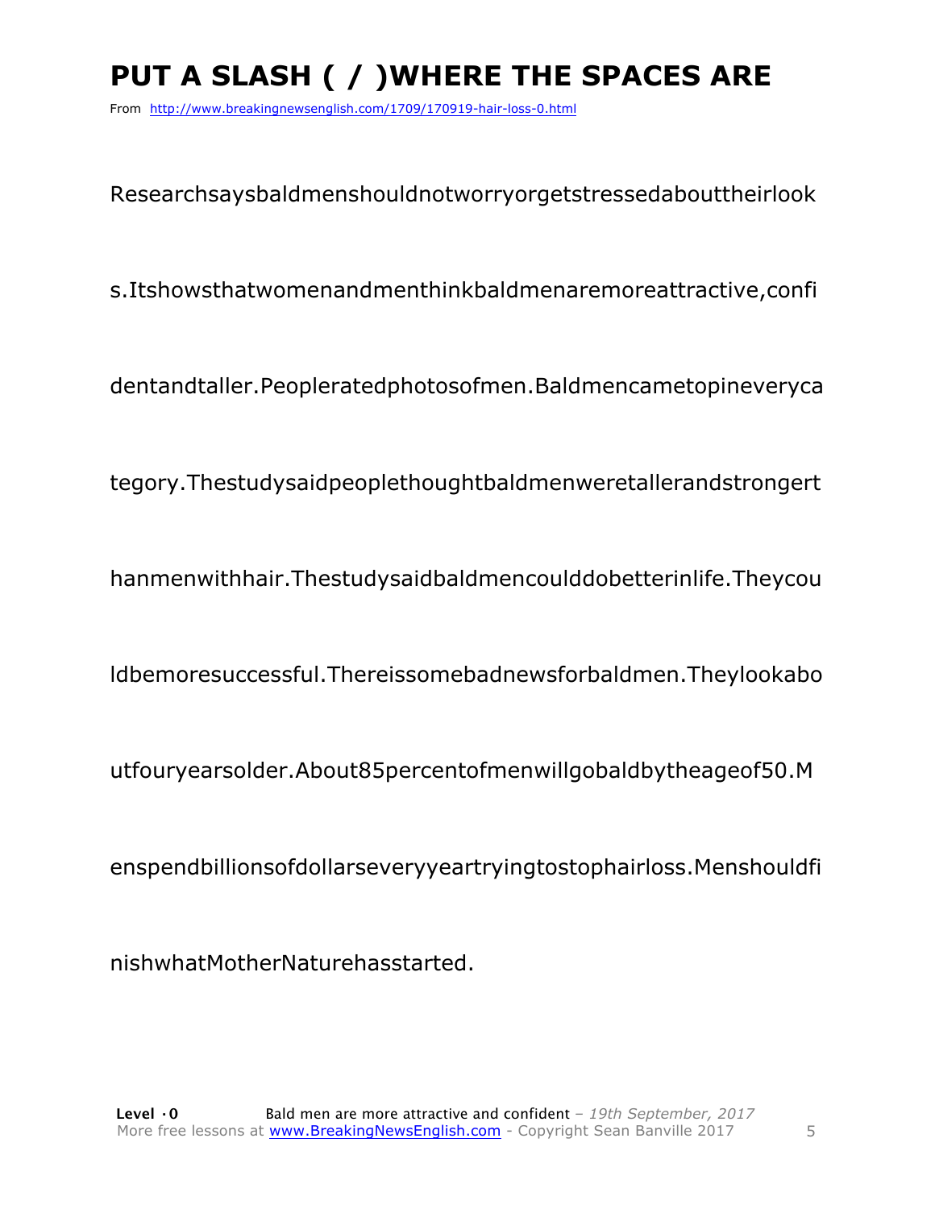# PUT A SLASH ( / )WHERE THE SPACES ARE

From http://www.breakingnewsenglish.com/1709/170919-hair-loss-0.html

Researchsaysbaldmenshouldnotworryorgetstressedabouttheirlook

s.Itshowsthatwomenandmenthinkbaldmenaremoreattractive,confi

dentandtaller.Peopleratedphotosofmen.Baldmencametopineveryca

tegory.Thestudysaidpeoplethoughtbaldmenweretallerandstrongert

hanmenwithhair.Thestudysaidbaldmencoulddobetterinlife.Theycou

ldbemoresuccessful.Thereissomebadnewsforbaldmen.Theylookabo

utfouryearsolder.About85percentofmenwillgobaldbytheageof50.M

enspendbillionsofdollarseveryyeartryingtostophairloss.Menshouldfi

nishwhatMotherNaturehasstarted.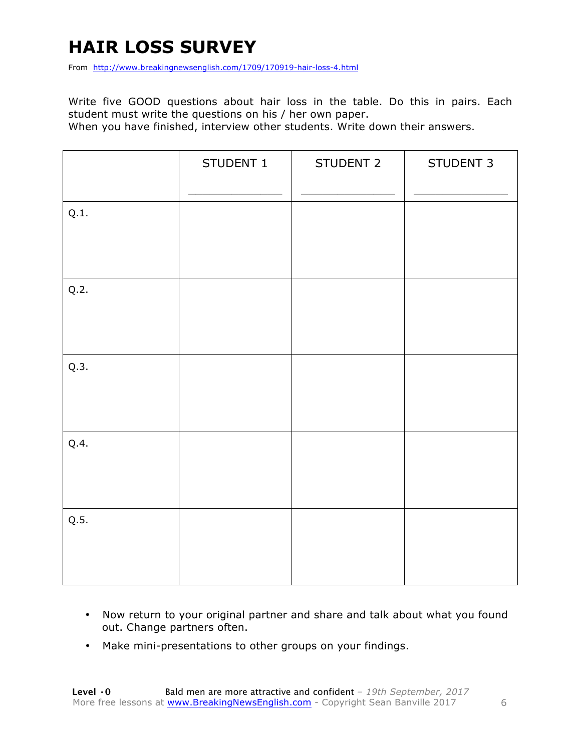# HAIR LOSS SURVEY

From http://www.breakingnewsenglish.com/1709/170919-hair-loss-4.html

Write five GOOD questions about hair loss in the table. Do this in pairs. Each student must write the questions on his / her own paper.
When you have finished, interview other students. Write down their answers.

| | STUDENT 1<br>_______________ | STUDENT 2<br>_______________ | STUDENT 3<br>_______________ |
|---|---|---|---|
| Q.1. | | | |
| Q.2. | | | |
| Q.3. | | | |
| Q.4. | | | |
| Q.5. | | | |

- Now return to your original partner and share and talk about what you found out. Change partners often.
- Make mini-presentations to other groups on your findings.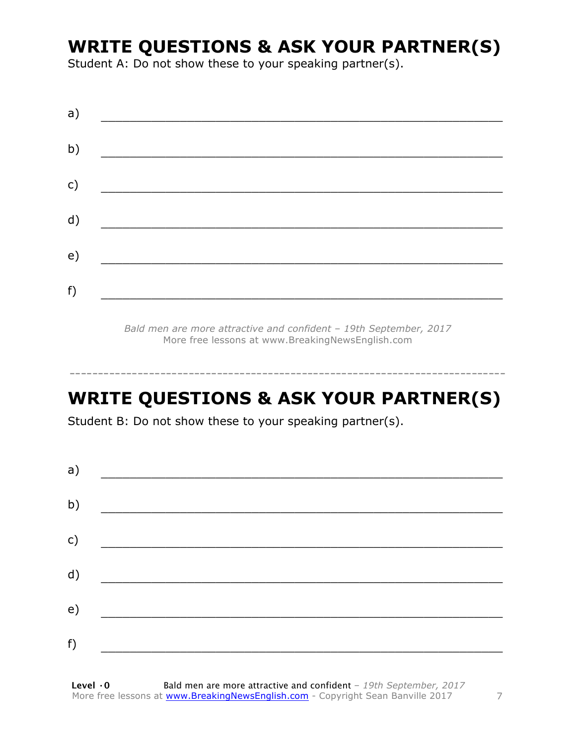# WRITE QUESTIONS & ASK YOUR PARTNER(S)

Student A: Do not show these to your speaking partner(s).

a) ___________________________________________________________

b) ___________________________________________________________

c) ___________________________________________________________

d) ___________________________________________________________

e) ___________________________________________________________

f) ___________________________________________________________

*Bald men are more attractive and confident – 19th September, 2017*
More free lessons at www.BreakingNewsEnglish.com

---

# WRITE QUESTIONS & ASK YOUR PARTNER(S)

Student B: Do not show these to your speaking partner(s).

a) ___________________________________________________________

b) ___________________________________________________________

c) ___________________________________________________________

d) ___________________________________________________________

e) ___________________________________________________________

f) ___________________________________________________________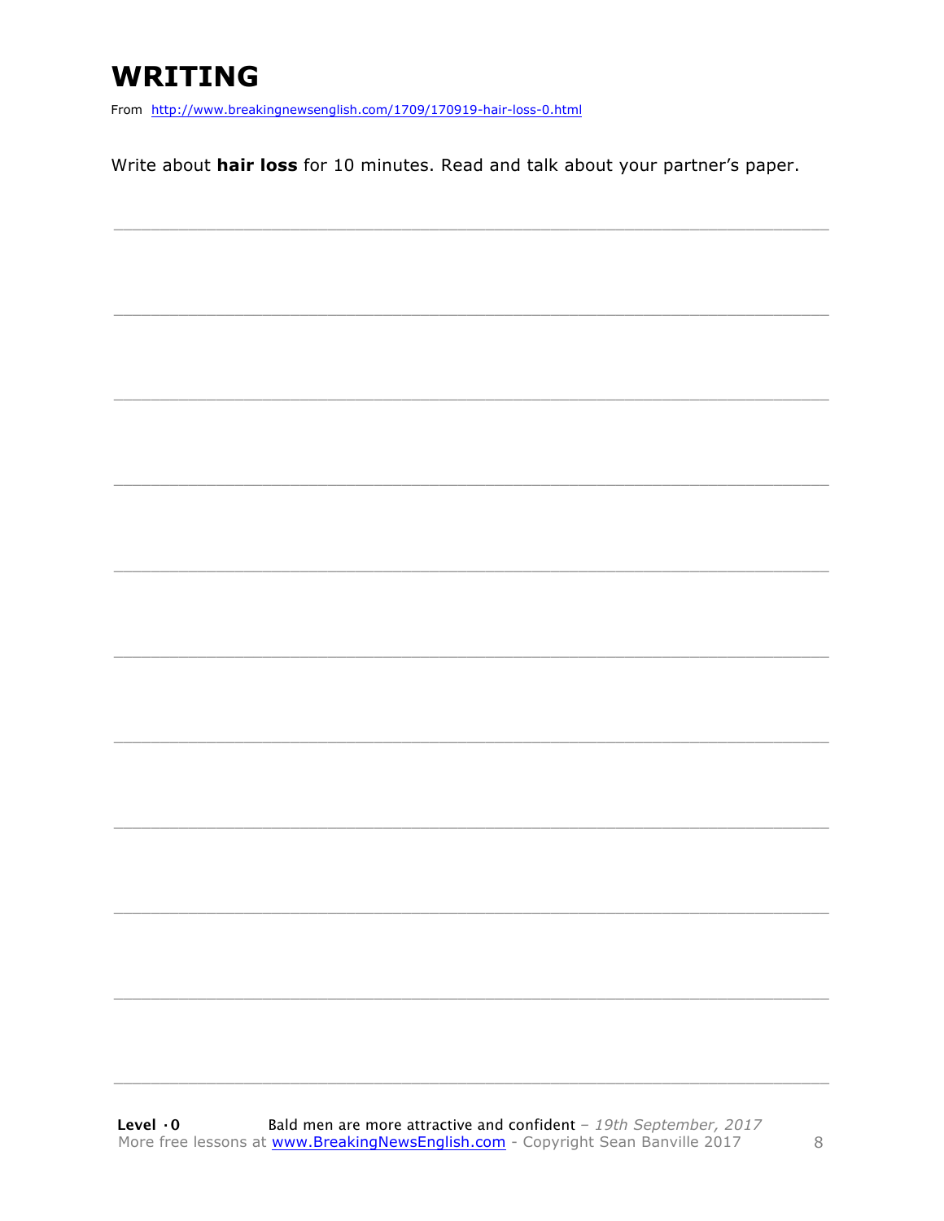# WRITING

From http://www.breakingnewsenglish.com/1709/170919-hair-loss-0.html

Write about **hair loss** for 10 minutes. Read and talk about your partner's paper.

___________________________________________________________________________

___________________________________________________________________________

___________________________________________________________________________

___________________________________________________________________________

___________________________________________________________________________

___________________________________________________________________________

___________________________________________________________________________

___________________________________________________________________________

___________________________________________________________________________

___________________________________________________________________________

___________________________________________________________________________